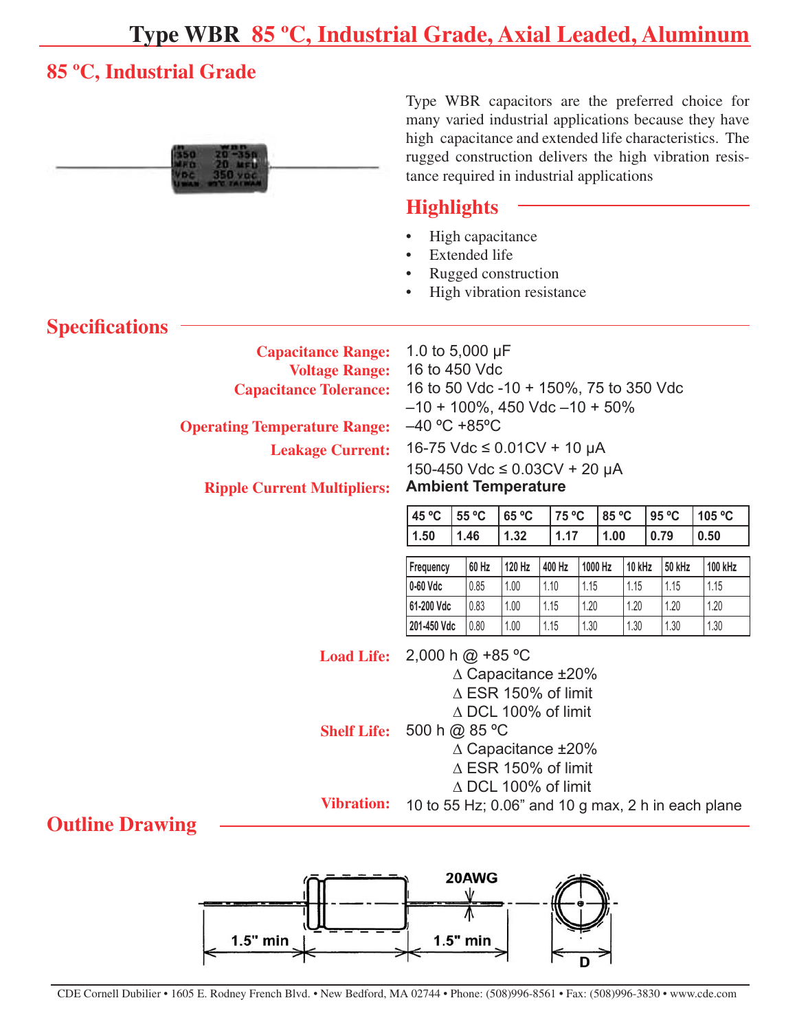# Type WBR 85 ºC, Industrial Grade, Axial Leaded, Aluminum

## 85 ºC, Industrial Grade

Type WBR capacitors are the preferred choice for many varied industrial applications because they have high capacitance and extended life characteristics. The rugged construction delivers the high vibration resistance required in industrial applications

## Highlights

- High capacitance
- Extended life
- Rugged construction
- High vibration resistance

## Specifications

**Capacitance Range:** 1.0 to 5,000 µF

**Voltage Range:** 16 to 450 Vdc

**Capacitance Tolerance:** 16 to 50 Vdc -10 + 150%, 75 to 350 Vdc –10 + 100%, 450 Vdc –10 + 50%

**Operating Temperature Range:** –40 ºC +85ºC

**Leakage Current:** 16-75 Vdc ≤ 0.01CV + 10 µA
150-450 Vdc ≤ 0.03CV + 20 µA

**Ripple Current Multipliers:** **Ambient Temperature**

| 45 ºC | 55 ºC | 65 ºC | 75 ºC | 85 ºC | 95 ºC | 105 ºC |
|---|---|---|---|---|---|---|
| 1.50 | 1.46 | 1.32 | 1.17 | 1.00 | 0.79 | 0.50 |

| Frequency | 60 Hz | 120 Hz | 400 Hz | 1000 Hz | 10 kHz | 50 kHz | 100 kHz |
|---|---|---|---|---|---|---|---|
| 0-60 Vdc | 0.85 | 1.00 | 1.10 | 1.15 | 1.15 | 1.15 | 1.15 |
| 61-200 Vdc | 0.83 | 1.00 | 1.15 | 1.20 | 1.20 | 1.20 | 1.20 |
| 201-450 Vdc | 0.80 | 1.00 | 1.15 | 1.30 | 1.30 | 1.30 | 1.30 |

**Load Life:** 2,000 h @ +85 ºC
∆ Capacitance ±20%
∆ ESR 150% of limit
∆ DCL 100% of limit

**Shelf Life:** 500 h @ 85 ºC
∆ Capacitance ±20%
∆ ESR 150% of limit
∆ DCL 100% of limit

**Vibration:** 10 to 55 Hz; 0.06" and 10 g max, 2 h in each plane

## Outline Drawing

20AWG

1.5" min

1.5" min

D

CDE Cornell Dubilier • 1605 E. Rodney French Blvd. • New Bedford, MA 02744 • Phone: (508)996-8561 • Fax: (508)996-3830 • www.cde.com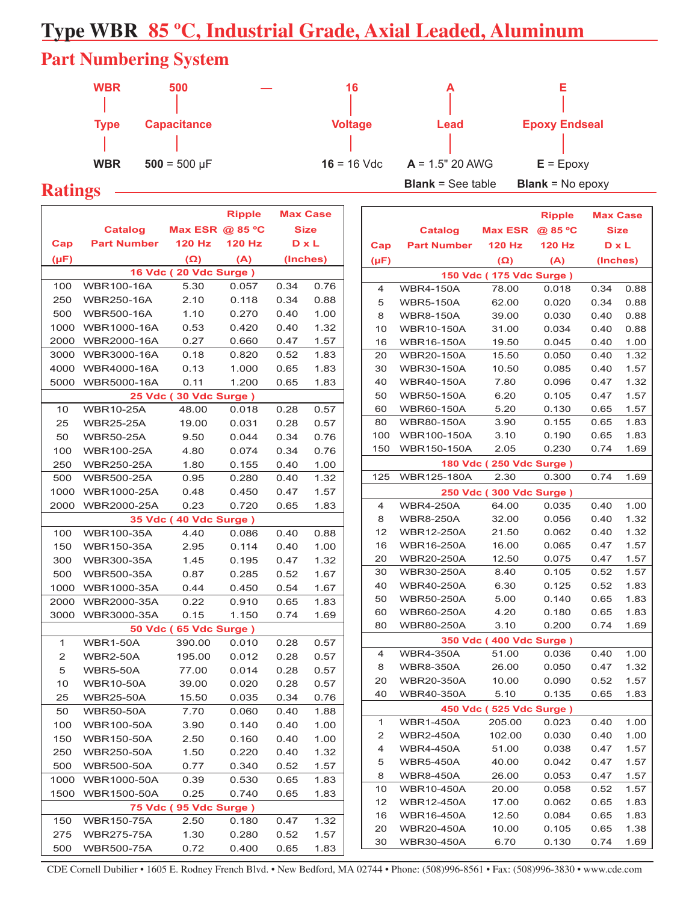# Type WBR 85 ºC, Industrial Grade, Axial Leaded, Aluminum

## Part Numbering System

| WBR | 500 | — | 16 | A | E |
|---|---|---|---|---|---|
| Type | Capacitance | | Voltage | Lead | Epoxy Endseal |
| **WBR** | **500** = 500 µF | | **16** = 16 Vdc | **A** = 1.5" 20 AWG | **E** = Epoxy |
| | | | | **Blank** = See table | **Blank** = No epoxy |

## Ratings

| Cap (µF) | Catalog Part Number | Max ESR 120 Hz (Ω) | Ripple @ 85 ºC 120 Hz (A) | Max Case Size D x L (Inches) | |
|---|---|---|---|---|---|
| **16 Vdc ( 20 Vdc Surge )** | | | | | |
| 100 | WBR100-16A | 5.30 | 0.057 | 0.34 | 0.76 |
| 250 | WBR250-16A | 2.10 | 0.118 | 0.34 | 0.88 |
| 500 | WBR500-16A | 1.10 | 0.270 | 0.40 | 1.00 |
| 1000 | WBR1000-16A | 0.53 | 0.420 | 0.40 | 1.32 |
| 2000 | WBR2000-16A | 0.27 | 0.660 | 0.47 | 1.57 |
| 3000 | WBR3000-16A | 0.18 | 0.820 | 0.52 | 1.83 |
| 4000 | WBR4000-16A | 0.13 | 1.000 | 0.65 | 1.83 |
| 5000 | WBR5000-16A | 0.11 | 1.200 | 0.65 | 1.83 |
| **25 Vdc ( 30 Vdc Surge )** | | | | | |
| 10 | WBR10-25A | 48.00 | 0.018 | 0.28 | 0.57 |
| 25 | WBR25-25A | 19.00 | 0.031 | 0.28 | 0.57 |
| 50 | WBR50-25A | 9.50 | 0.044 | 0.34 | 0.76 |
| 100 | WBR100-25A | 4.80 | 0.074 | 0.34 | 0.76 |
| 250 | WBR250-25A | 1.80 | 0.155 | 0.40 | 1.00 |
| 500 | WBR500-25A | 0.95 | 0.280 | 0.40 | 1.32 |
| 1000 | WBR1000-25A | 0.48 | 0.450 | 0.47 | 1.57 |
| 2000 | WBR2000-25A | 0.23 | 0.720 | 0.65 | 1.83 |
| **35 Vdc ( 40 Vdc Surge )** | | | | | |
| 100 | WBR100-35A | 4.40 | 0.086 | 0.40 | 0.88 |
| 150 | WBR150-35A | 2.95 | 0.114 | 0.40 | 1.00 |
| 300 | WBR300-35A | 1.45 | 0.195 | 0.47 | 1.32 |
| 500 | WBR500-35A | 0.87 | 0.285 | 0.52 | 1.67 |
| 1000 | WBR1000-35A | 0.44 | 0.450 | 0.54 | 1.67 |
| 2000 | WBR2000-35A | 0.22 | 0.910 | 0.65 | 1.83 |
| 3000 | WBR3000-35A | 0.15 | 1.150 | 0.74 | 1.69 |
| **50 Vdc ( 65 Vdc Surge )** | | | | | |
| 1 | WBR1-50A | 390.00 | 0.010 | 0.28 | 0.57 |
| 2 | WBR2-50A | 195.00 | 0.012 | 0.28 | 0.57 |
| 5 | WBR5-50A | 77.00 | 0.014 | 0.28 | 0.57 |
| 10 | WBR10-50A | 39.00 | 0.020 | 0.28 | 0.57 |
| 25 | WBR25-50A | 15.50 | 0.035 | 0.34 | 0.76 |
| 50 | WBR50-50A | 7.70 | 0.060 | 0.40 | 1.88 |
| 100 | WBR100-50A | 3.90 | 0.140 | 0.40 | 1.00 |
| 150 | WBR150-50A | 2.50 | 0.160 | 0.40 | 1.00 |
| 250 | WBR250-50A | 1.50 | 0.220 | 0.40 | 1.32 |
| 500 | WBR500-50A | 0.77 | 0.340 | 0.52 | 1.57 |
| 1000 | WBR1000-50A | 0.39 | 0.530 | 0.65 | 1.83 |
| 1500 | WBR1500-50A | 0.25 | 0.740 | 0.65 | 1.83 |
| **75 Vdc ( 95 Vdc Surge )** | | | | | |
| 150 | WBR150-75A | 2.50 | 0.180 | 0.47 | 1.32 |
| 275 | WBR275-75A | 1.30 | 0.280 | 0.52 | 1.57 |
| 500 | WBR500-75A | 0.72 | 0.400 | 0.65 | 1.83 |

| Cap (µF) | Catalog Part Number | Max ESR 120 Hz (Ω) | Ripple @ 85 ºC 120 Hz (A) | Max Case Size D x L (Inches) | |
|---|---|---|---|---|---|
| **150 Vdc ( 175 Vdc Surge )** | | | | | |
| 4 | WBR4-150A | 78.00 | 0.018 | 0.34 | 0.88 |
| 5 | WBR5-150A | 62.00 | 0.020 | 0.34 | 0.88 |
| 8 | WBR8-150A | 39.00 | 0.030 | 0.40 | 0.88 |
| 10 | WBR10-150A | 31.00 | 0.034 | 0.40 | 0.88 |
| 16 | WBR16-150A | 19.50 | 0.045 | 0.40 | 1.00 |
| 20 | WBR20-150A | 15.50 | 0.050 | 0.40 | 1.32 |
| 30 | WBR30-150A | 10.50 | 0.085 | 0.40 | 1.57 |
| 40 | WBR40-150A | 7.80 | 0.096 | 0.47 | 1.32 |
| 50 | WBR50-150A | 6.20 | 0.105 | 0.47 | 1.57 |
| 60 | WBR60-150A | 5.20 | 0.130 | 0.65 | 1.57 |
| 80 | WBR80-150A | 3.90 | 0.155 | 0.65 | 1.83 |
| 100 | WBR100-150A | 3.10 | 0.190 | 0.65 | 1.83 |
| 150 | WBR150-150A | 2.05 | 0.230 | 0.74 | 1.69 |
| **180 Vdc ( 250 Vdc Surge )** | | | | | |
| 125 | WBR125-180A | 2.30 | 0.300 | 0.74 | 1.69 |
| **250 Vdc ( 300 Vdc Surge )** | | | | | |
| 4 | WBR4-250A | 64.00 | 0.035 | 0.40 | 1.00 |
| 8 | WBR8-250A | 32.00 | 0.056 | 0.40 | 1.32 |
| 12 | WBR12-250A | 21.50 | 0.062 | 0.40 | 1.32 |
| 16 | WBR16-250A | 16.00 | 0.065 | 0.47 | 1.57 |
| 20 | WBR20-250A | 12.50 | 0.075 | 0.47 | 1.57 |
| 30 | WBR30-250A | 8.40 | 0.105 | 0.52 | 1.57 |
| 40 | WBR40-250A | 6.30 | 0.125 | 0.52 | 1.83 |
| 50 | WBR50-250A | 5.00 | 0.140 | 0.65 | 1.83 |
| 60 | WBR60-250A | 4.20 | 0.180 | 0.65 | 1.83 |
| 80 | WBR80-250A | 3.10 | 0.200 | 0.74 | 1.69 |
| **350 Vdc ( 400 Vdc Surge )** | | | | | |
| 4 | WBR4-350A | 51.00 | 0.036 | 0.40 | 1.00 |
| 8 | WBR8-350A | 26.00 | 0.050 | 0.47 | 1.32 |
| 20 | WBR20-350A | 10.00 | 0.090 | 0.52 | 1.57 |
| 40 | WBR40-350A | 5.10 | 0.135 | 0.65 | 1.83 |
| **450 Vdc ( 525 Vdc Surge )** | | | | | |
| 1 | WBR1-450A | 205.00 | 0.023 | 0.40 | 1.00 |
| 2 | WBR2-450A | 102.00 | 0.030 | 0.40 | 1.00 |
| 4 | WBR4-450A | 51.00 | 0.038 | 0.47 | 1.57 |
| 5 | WBR5-450A | 40.00 | 0.042 | 0.47 | 1.57 |
| 8 | WBR8-450A | 26.00 | 0.053 | 0.47 | 1.57 |
| 10 | WBR10-450A | 20.00 | 0.058 | 0.52 | 1.57 |
| 12 | WBR12-450A | 17.00 | 0.062 | 0.65 | 1.83 |
| 16 | WBR16-450A | 12.50 | 0.084 | 0.65 | 1.83 |
| 20 | WBR20-450A | 10.00 | 0.105 | 0.65 | 1.38 |
| 30 | WBR30-450A | 6.70 | 0.130 | 0.74 | 1.69 |

CDE Cornell Dubilier • 1605 E. Rodney French Blvd. • New Bedford, MA 02744 • Phone: (508)996-8561 • Fax: (508)996-3830 • www.cde.com